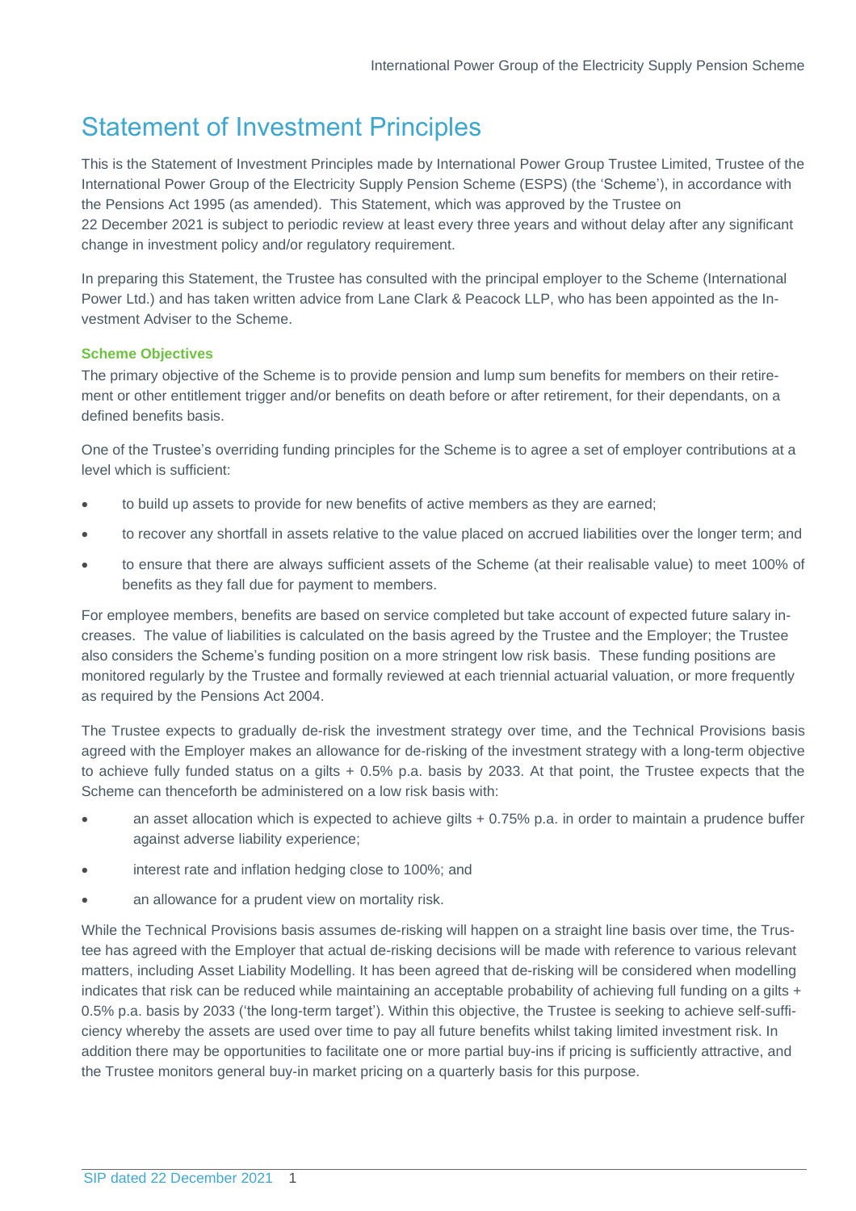# Statement of Investment Principles

This is the Statement of Investment Principles made by International Power Group Trustee Limited, Trustee of the International Power Group of the Electricity Supply Pension Scheme (ESPS) (the 'Scheme'), in accordance with the Pensions Act 1995 (as amended). This Statement, which was approved by the Trustee on 22 December 2021 is subject to periodic review at least every three years and without delay after any significant change in investment policy and/or regulatory requirement.

In preparing this Statement, the Trustee has consulted with the principal employer to the Scheme (International Power Ltd.) and has taken written advice from Lane Clark & Peacock LLP, who has been appointed as the Investment Adviser to the Scheme.

### Scheme Objectives

The primary objective of the Scheme is to provide pension and lump sum benefits for members on their retirement or other entitlement trigger and/or benefits on death before or after retirement, for their dependants, on a defined benefits basis.

One of the Trustee's overriding funding principles for the Scheme is to agree a set of employer contributions at a level which is sufficient:

- to build up assets to provide for new benefits of active members as they are earned;
- to recover any shortfall in assets relative to the value placed on accrued liabilities over the longer term; and
- to ensure that there are always sufficient assets of the Scheme (at their realisable value) to meet 100% of benefits as they fall due for payment to members.

For employee members, benefits are based on service completed but take account of expected future salary increases. The value of liabilities is calculated on the basis agreed by the Trustee and the Employer; the Trustee also considers the Scheme's funding position on a more stringent low risk basis. These funding positions are monitored regularly by the Trustee and formally reviewed at each triennial actuarial valuation, or more frequently as required by the Pensions Act 2004.

The Trustee expects to gradually de-risk the investment strategy over time, and the Technical Provisions basis agreed with the Employer makes an allowance for de-risking of the investment strategy with a long-term objective to achieve fully funded status on a gilts + 0.5% p.a. basis by 2033. At that point, the Trustee expects that the Scheme can thenceforth be administered on a low risk basis with:

- an asset allocation which is expected to achieve gilts + 0.75% p.a. in order to maintain a prudence buffer against adverse liability experience;
- interest rate and inflation hedging close to 100%; and
- an allowance for a prudent view on mortality risk.

While the Technical Provisions basis assumes de-risking will happen on a straight line basis over time, the Trustee has agreed with the Employer that actual de-risking decisions will be made with reference to various relevant matters, including Asset Liability Modelling. It has been agreed that de-risking will be considered when modelling indicates that risk can be reduced while maintaining an acceptable probability of achieving full funding on a gilts + 0.5% p.a. basis by 2033 ('the long-term target'). Within this objective, the Trustee is seeking to achieve self-sufficiency whereby the assets are used over time to pay all future benefits whilst taking limited investment risk. In addition there may be opportunities to facilitate one or more partial buy-ins if pricing is sufficiently attractive, and the Trustee monitors general buy-in market pricing on a quarterly basis for this purpose.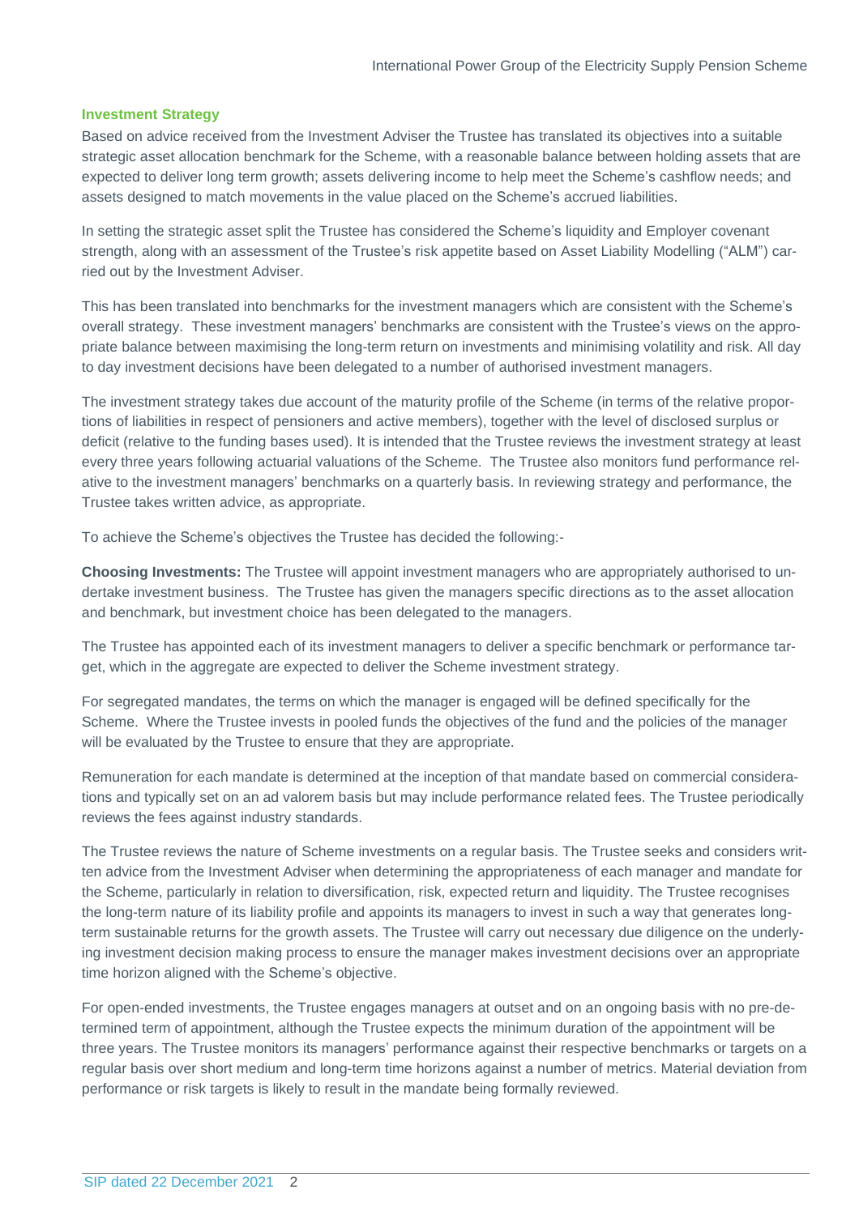## Investment Strategy

Based on advice received from the Investment Adviser the Trustee has translated its objectives into a suitable strategic asset allocation benchmark for the Scheme, with a reasonable balance between holding assets that are expected to deliver long term growth; assets delivering income to help meet the Scheme's cashflow needs; and assets designed to match movements in the value placed on the Scheme's accrued liabilities.

In setting the strategic asset split the Trustee has considered the Scheme's liquidity and Employer covenant strength, along with an assessment of the Trustee's risk appetite based on Asset Liability Modelling ("ALM") carried out by the Investment Adviser.

This has been translated into benchmarks for the investment managers which are consistent with the Scheme's overall strategy. These investment managers' benchmarks are consistent with the Trustee's views on the appropriate balance between maximising the long-term return on investments and minimising volatility and risk. All day to day investment decisions have been delegated to a number of authorised investment managers.

The investment strategy takes due account of the maturity profile of the Scheme (in terms of the relative proportions of liabilities in respect of pensioners and active members), together with the level of disclosed surplus or deficit (relative to the funding bases used). It is intended that the Trustee reviews the investment strategy at least every three years following actuarial valuations of the Scheme. The Trustee also monitors fund performance relative to the investment managers' benchmarks on a quarterly basis. In reviewing strategy and performance, the Trustee takes written advice, as appropriate.

To achieve the Scheme's objectives the Trustee has decided the following:-

**Choosing Investments:** The Trustee will appoint investment managers who are appropriately authorised to undertake investment business. The Trustee has given the managers specific directions as to the asset allocation and benchmark, but investment choice has been delegated to the managers.

The Trustee has appointed each of its investment managers to deliver a specific benchmark or performance target, which in the aggregate are expected to deliver the Scheme investment strategy.

For segregated mandates, the terms on which the manager is engaged will be defined specifically for the Scheme. Where the Trustee invests in pooled funds the objectives of the fund and the policies of the manager will be evaluated by the Trustee to ensure that they are appropriate.

Remuneration for each mandate is determined at the inception of that mandate based on commercial considerations and typically set on an ad valorem basis but may include performance related fees. The Trustee periodically reviews the fees against industry standards.

The Trustee reviews the nature of Scheme investments on a regular basis. The Trustee seeks and considers written advice from the Investment Adviser when determining the appropriateness of each manager and mandate for the Scheme, particularly in relation to diversification, risk, expected return and liquidity. The Trustee recognises the long-term nature of its liability profile and appoints its managers to invest in such a way that generates long-term sustainable returns for the growth assets. The Trustee will carry out necessary due diligence on the underlying investment decision making process to ensure the manager makes investment decisions over an appropriate time horizon aligned with the Scheme's objective.

For open-ended investments, the Trustee engages managers at outset and on an ongoing basis with no pre-determined term of appointment, although the Trustee expects the minimum duration of the appointment will be three years. The Trustee monitors its managers' performance against their respective benchmarks or targets on a regular basis over short medium and long-term time horizons against a number of metrics. Material deviation from performance or risk targets is likely to result in the mandate being formally reviewed.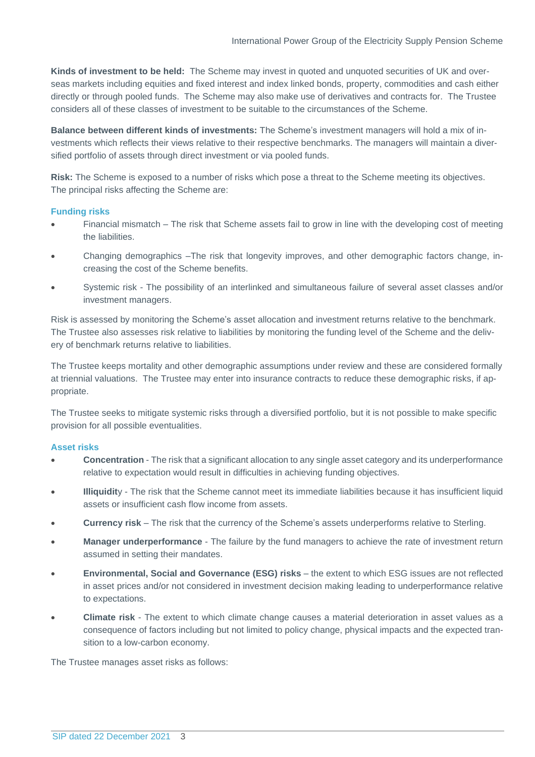**Kinds of investment to be held:** The Scheme may invest in quoted and unquoted securities of UK and overseas markets including equities and fixed interest and index linked bonds, property, commodities and cash either directly or through pooled funds. The Scheme may also make use of derivatives and contracts for. The Trustee considers all of these classes of investment to be suitable to the circumstances of the Scheme.

**Balance between different kinds of investments:** The Scheme's investment managers will hold a mix of investments which reflects their views relative to their respective benchmarks. The managers will maintain a diversified portfolio of assets through direct investment or via pooled funds.

**Risk:** The Scheme is exposed to a number of risks which pose a threat to the Scheme meeting its objectives. The principal risks affecting the Scheme are:

### Funding risks

- Financial mismatch – The risk that Scheme assets fail to grow in line with the developing cost of meeting the liabilities.
- Changing demographics –The risk that longevity improves, and other demographic factors change, increasing the cost of the Scheme benefits.
- Systemic risk - The possibility of an interlinked and simultaneous failure of several asset classes and/or investment managers.

Risk is assessed by monitoring the Scheme's asset allocation and investment returns relative to the benchmark. The Trustee also assesses risk relative to liabilities by monitoring the funding level of the Scheme and the delivery of benchmark returns relative to liabilities.

The Trustee keeps mortality and other demographic assumptions under review and these are considered formally at triennial valuations. The Trustee may enter into insurance contracts to reduce these demographic risks, if appropriate.

The Trustee seeks to mitigate systemic risks through a diversified portfolio, but it is not possible to make specific provision for all possible eventualities.

### Asset risks

- **Concentration** - The risk that a significant allocation to any single asset category and its underperformance relative to expectation would result in difficulties in achieving funding objectives.
- **Illiquidit**y - The risk that the Scheme cannot meet its immediate liabilities because it has insufficient liquid assets or insufficient cash flow income from assets.
- **Currency risk** – The risk that the currency of the Scheme's assets underperforms relative to Sterling.
- **Manager underperformance** - The failure by the fund managers to achieve the rate of investment return assumed in setting their mandates.
- **Environmental, Social and Governance (ESG) risks** – the extent to which ESG issues are not reflected in asset prices and/or not considered in investment decision making leading to underperformance relative to expectations.
- **Climate risk** - The extent to which climate change causes a material deterioration in asset values as a consequence of factors including but not limited to policy change, physical impacts and the expected transition to a low-carbon economy.

The Trustee manages asset risks as follows: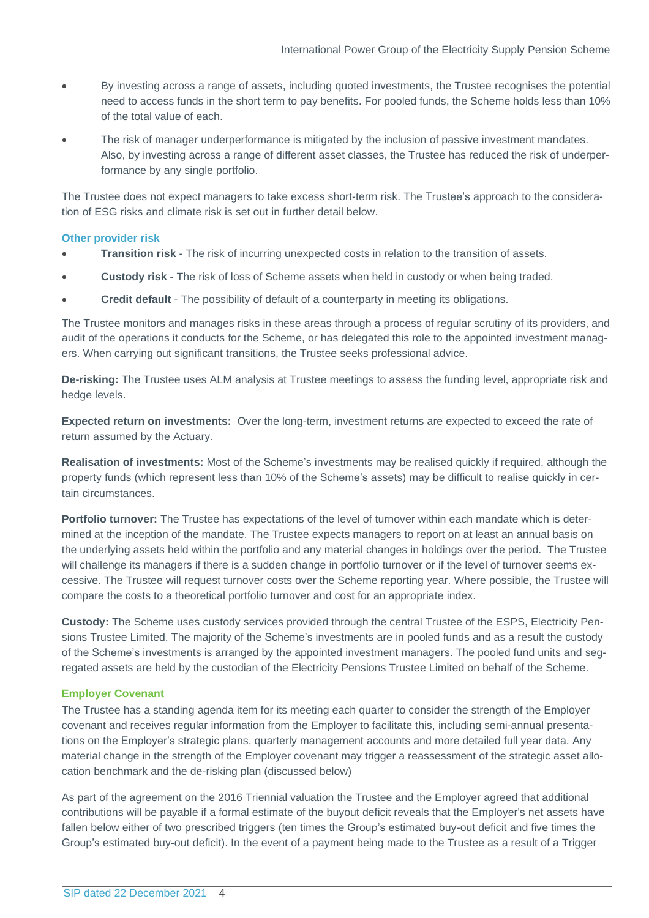- By investing across a range of assets, including quoted investments, the Trustee recognises the potential need to access funds in the short term to pay benefits. For pooled funds, the Scheme holds less than 10% of the total value of each.
- The risk of manager underperformance is mitigated by the inclusion of passive investment mandates. Also, by investing across a range of different asset classes, the Trustee has reduced the risk of underperformance by any single portfolio.

The Trustee does not expect managers to take excess short-term risk. The Trustee's approach to the consideration of ESG risks and climate risk is set out in further detail below.

### Other provider risk

- **Transition risk** - The risk of incurring unexpected costs in relation to the transition of assets.
- **Custody risk** - The risk of loss of Scheme assets when held in custody or when being traded.
- **Credit default** - The possibility of default of a counterparty in meeting its obligations.

The Trustee monitors and manages risks in these areas through a process of regular scrutiny of its providers, and audit of the operations it conducts for the Scheme, or has delegated this role to the appointed investment managers. When carrying out significant transitions, the Trustee seeks professional advice.

**De-risking:** The Trustee uses ALM analysis at Trustee meetings to assess the funding level, appropriate risk and hedge levels.

**Expected return on investments:** Over the long-term, investment returns are expected to exceed the rate of return assumed by the Actuary.

**Realisation of investments:** Most of the Scheme's investments may be realised quickly if required, although the property funds (which represent less than 10% of the Scheme's assets) may be difficult to realise quickly in certain circumstances.

**Portfolio turnover:** The Trustee has expectations of the level of turnover within each mandate which is determined at the inception of the mandate. The Trustee expects managers to report on at least an annual basis on the underlying assets held within the portfolio and any material changes in holdings over the period. The Trustee will challenge its managers if there is a sudden change in portfolio turnover or if the level of turnover seems excessive. The Trustee will request turnover costs over the Scheme reporting year. Where possible, the Trustee will compare the costs to a theoretical portfolio turnover and cost for an appropriate index.

**Custody:** The Scheme uses custody services provided through the central Trustee of the ESPS, Electricity Pensions Trustee Limited. The majority of the Scheme's investments are in pooled funds and as a result the custody of the Scheme's investments is arranged by the appointed investment managers. The pooled fund units and segregated assets are held by the custodian of the Electricity Pensions Trustee Limited on behalf of the Scheme.

### Employer Covenant

The Trustee has a standing agenda item for its meeting each quarter to consider the strength of the Employer covenant and receives regular information from the Employer to facilitate this, including semi-annual presentations on the Employer's strategic plans, quarterly management accounts and more detailed full year data. Any material change in the strength of the Employer covenant may trigger a reassessment of the strategic asset allocation benchmark and the de-risking plan (discussed below)

As part of the agreement on the 2016 Triennial valuation the Trustee and the Employer agreed that additional contributions will be payable if a formal estimate of the buyout deficit reveals that the Employer's net assets have fallen below either of two prescribed triggers (ten times the Group's estimated buy-out deficit and five times the Group's estimated buy-out deficit). In the event of a payment being made to the Trustee as a result of a Trigger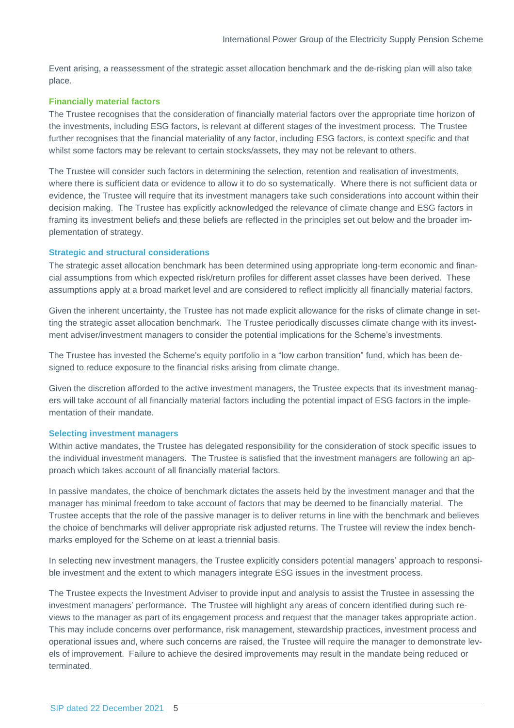Event arising, a reassessment of the strategic asset allocation benchmark and the de-risking plan will also take place.

### Financially material factors

The Trustee recognises that the consideration of financially material factors over the appropriate time horizon of the investments, including ESG factors, is relevant at different stages of the investment process. The Trustee further recognises that the financial materiality of any factor, including ESG factors, is context specific and that whilst some factors may be relevant to certain stocks/assets, they may not be relevant to others.

The Trustee will consider such factors in determining the selection, retention and realisation of investments, where there is sufficient data or evidence to allow it to do so systematically. Where there is not sufficient data or evidence, the Trustee will require that its investment managers take such considerations into account within their decision making. The Trustee has explicitly acknowledged the relevance of climate change and ESG factors in framing its investment beliefs and these beliefs are reflected in the principles set out below and the broader implementation of strategy.

### Strategic and structural considerations

The strategic asset allocation benchmark has been determined using appropriate long-term economic and financial assumptions from which expected risk/return profiles for different asset classes have been derived. These assumptions apply at a broad market level and are considered to reflect implicitly all financially material factors.

Given the inherent uncertainty, the Trustee has not made explicit allowance for the risks of climate change in setting the strategic asset allocation benchmark. The Trustee periodically discusses climate change with its investment adviser/investment managers to consider the potential implications for the Scheme's investments.

The Trustee has invested the Scheme's equity portfolio in a "low carbon transition" fund, which has been designed to reduce exposure to the financial risks arising from climate change.

Given the discretion afforded to the active investment managers, the Trustee expects that its investment managers will take account of all financially material factors including the potential impact of ESG factors in the implementation of their mandate.

### Selecting investment managers

Within active mandates, the Trustee has delegated responsibility for the consideration of stock specific issues to the individual investment managers. The Trustee is satisfied that the investment managers are following an approach which takes account of all financially material factors.

In passive mandates, the choice of benchmark dictates the assets held by the investment manager and that the manager has minimal freedom to take account of factors that may be deemed to be financially material. The Trustee accepts that the role of the passive manager is to deliver returns in line with the benchmark and believes the choice of benchmarks will deliver appropriate risk adjusted returns. The Trustee will review the index benchmarks employed for the Scheme on at least a triennial basis.

In selecting new investment managers, the Trustee explicitly considers potential managers' approach to responsible investment and the extent to which managers integrate ESG issues in the investment process.

The Trustee expects the Investment Adviser to provide input and analysis to assist the Trustee in assessing the investment managers' performance. The Trustee will highlight any areas of concern identified during such reviews to the manager as part of its engagement process and request that the manager takes appropriate action. This may include concerns over performance, risk management, stewardship practices, investment process and operational issues and, where such concerns are raised, the Trustee will require the manager to demonstrate levels of improvement. Failure to achieve the desired improvements may result in the mandate being reduced or terminated.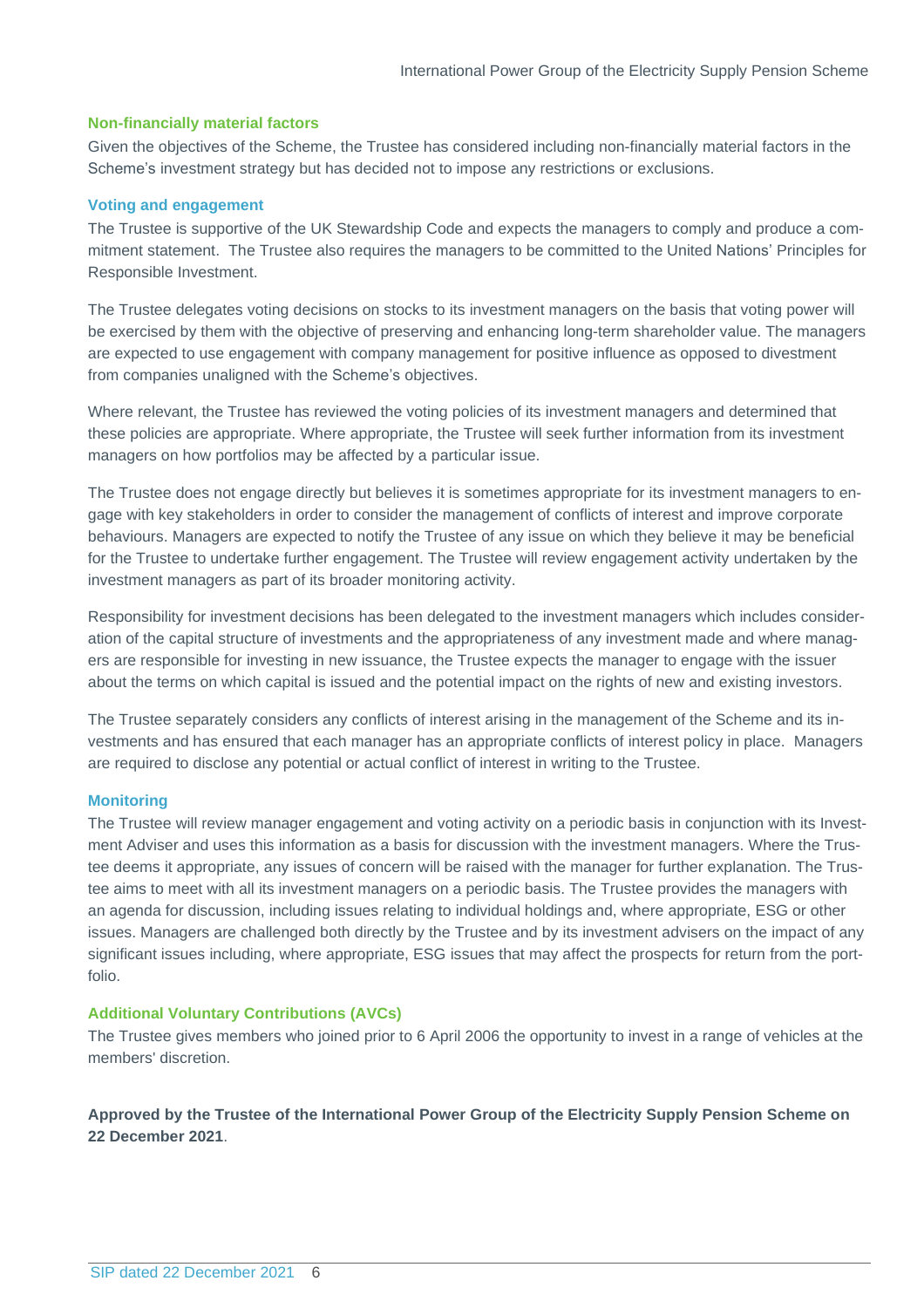### Non-financially material factors

Given the objectives of the Scheme, the Trustee has considered including non-financially material factors in the Scheme's investment strategy but has decided not to impose any restrictions or exclusions.

### Voting and engagement

The Trustee is supportive of the UK Stewardship Code and expects the managers to comply and produce a commitment statement. The Trustee also requires the managers to be committed to the United Nations' Principles for Responsible Investment.

The Trustee delegates voting decisions on stocks to its investment managers on the basis that voting power will be exercised by them with the objective of preserving and enhancing long-term shareholder value. The managers are expected to use engagement with company management for positive influence as opposed to divestment from companies unaligned with the Scheme's objectives.

Where relevant, the Trustee has reviewed the voting policies of its investment managers and determined that these policies are appropriate. Where appropriate, the Trustee will seek further information from its investment managers on how portfolios may be affected by a particular issue.

The Trustee does not engage directly but believes it is sometimes appropriate for its investment managers to engage with key stakeholders in order to consider the management of conflicts of interest and improve corporate behaviours. Managers are expected to notify the Trustee of any issue on which they believe it may be beneficial for the Trustee to undertake further engagement. The Trustee will review engagement activity undertaken by the investment managers as part of its broader monitoring activity.

Responsibility for investment decisions has been delegated to the investment managers which includes consideration of the capital structure of investments and the appropriateness of any investment made and where managers are responsible for investing in new issuance, the Trustee expects the manager to engage with the issuer about the terms on which capital is issued and the potential impact on the rights of new and existing investors.

The Trustee separately considers any conflicts of interest arising in the management of the Scheme and its investments and has ensured that each manager has an appropriate conflicts of interest policy in place. Managers are required to disclose any potential or actual conflict of interest in writing to the Trustee.

### Monitoring

The Trustee will review manager engagement and voting activity on a periodic basis in conjunction with its Investment Adviser and uses this information as a basis for discussion with the investment managers. Where the Trustee deems it appropriate, any issues of concern will be raised with the manager for further explanation. The Trustee aims to meet with all its investment managers on a periodic basis. The Trustee provides the managers with an agenda for discussion, including issues relating to individual holdings and, where appropriate, ESG or other issues. Managers are challenged both directly by the Trustee and by its investment advisers on the impact of any significant issues including, where appropriate, ESG issues that may affect the prospects for return from the portfolio.

### Additional Voluntary Contributions (AVCs)

The Trustee gives members who joined prior to 6 April 2006 the opportunity to invest in a range of vehicles at the members' discretion.

**Approved by the Trustee of the International Power Group of the Electricity Supply Pension Scheme on 22 December 2021**.